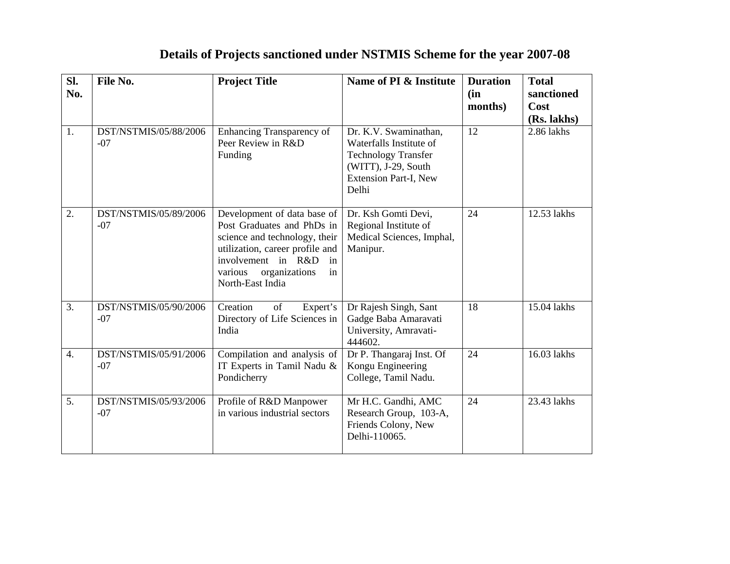# Details of Projects sanctioned under NSTMIS Scheme for the year 2007-08

| Sl. No. | File No. | Project Title | Name of PI & Institute | Duration (in months) | Total sanctioned Cost (Rs. lakhs) |
|---|---|---|---|---|---|
| 1. | DST/NSTMIS/05/88/2006-07 | Enhancing Transparency of Peer Review in R&D Funding | Dr. K.V. Swaminathan, Waterfalls Institute of Technology Transfer (WITT), J-29, South Extension Part-I, New Delhi | 12 | 2.86 lakhs |
| 2. | DST/NSTMIS/05/89/2006-07 | Development of data base of Post Graduates and PhDs in science and technology, their utilization, career profile and involvement in R&D in various organizations in North-East India | Dr. Ksh Gomti Devi, Regional Institute of Medical Sciences, Imphal, Manipur. | 24 | 12.53 lakhs |
| 3. | DST/NSTMIS/05/90/2006-07 | Creation of Expert's Directory of Life Sciences in India | Dr Rajesh Singh, Sant Gadge Baba Amaravati University, Amravati-444602. | 18 | 15.04 lakhs |
| 4. | DST/NSTMIS/05/91/2006-07 | Compilation and analysis of IT Experts in Tamil Nadu & Pondicherry | Dr P. Thangaraj Inst. Of Kongu Engineering College, Tamil Nadu. | 24 | 16.03 lakhs |
| 5. | DST/NSTMIS/05/93/2006-07 | Profile of R&D Manpower in various industrial sectors | Mr H.C. Gandhi, AMC Research Group, 103-A, Friends Colony, New Delhi-110065. | 24 | 23.43 lakhs |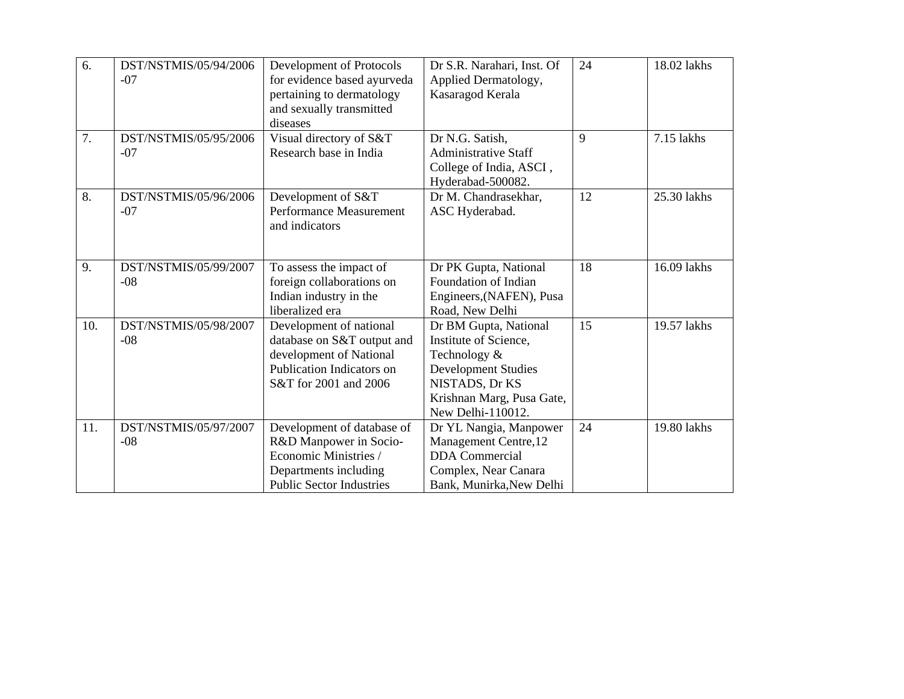| | | | | | |
|---|---|---|---|---|---|
| 6. | DST/NSTMIS/05/94/2006-07 | Development of Protocols for evidence based ayurveda pertaining to dermatology and sexually transmitted diseases | Dr S.R. Narahari, Inst. Of Applied Dermatology, Kasaragod Kerala | 24 | 18.02 lakhs |
| 7. | DST/NSTMIS/05/95/2006-07 | Visual directory of S&T Research base in India | Dr N.G. Satish, Administrative Staff College of India, ASCI , Hyderabad-500082. | 9 | 7.15 lakhs |
| 8. | DST/NSTMIS/05/96/2006-07 | Development of S&T Performance Measurement and indicators | Dr M. Chandrasekhar, ASC Hyderabad. | 12 | 25.30 lakhs |
| 9. | DST/NSTMIS/05/99/2007-08 | To assess the impact of foreign collaborations on Indian industry in the liberalized era | Dr PK Gupta, National Foundation of Indian Engineers,(NAFEN), Pusa Road, New Delhi | 18 | 16.09 lakhs |
| 10. | DST/NSTMIS/05/98/2007-08 | Development of national database on S&T output and development of National Publication Indicators on S&T for 2001 and 2006 | Dr BM Gupta, National Institute of Science, Technology & Development Studies NISTADS, Dr KS Krishnan Marg, Pusa Gate, New Delhi-110012. | 15 | 19.57 lakhs |
| 11. | DST/NSTMIS/05/97/2007-08 | Development of database of R&D Manpower in Socio-Economic Ministries / Departments including Public Sector Industries | Dr YL Nangia, Manpower Management Centre,12 DDA Commercial Complex, Near Canara Bank, Munirka,New Delhi | 24 | 19.80 lakhs |